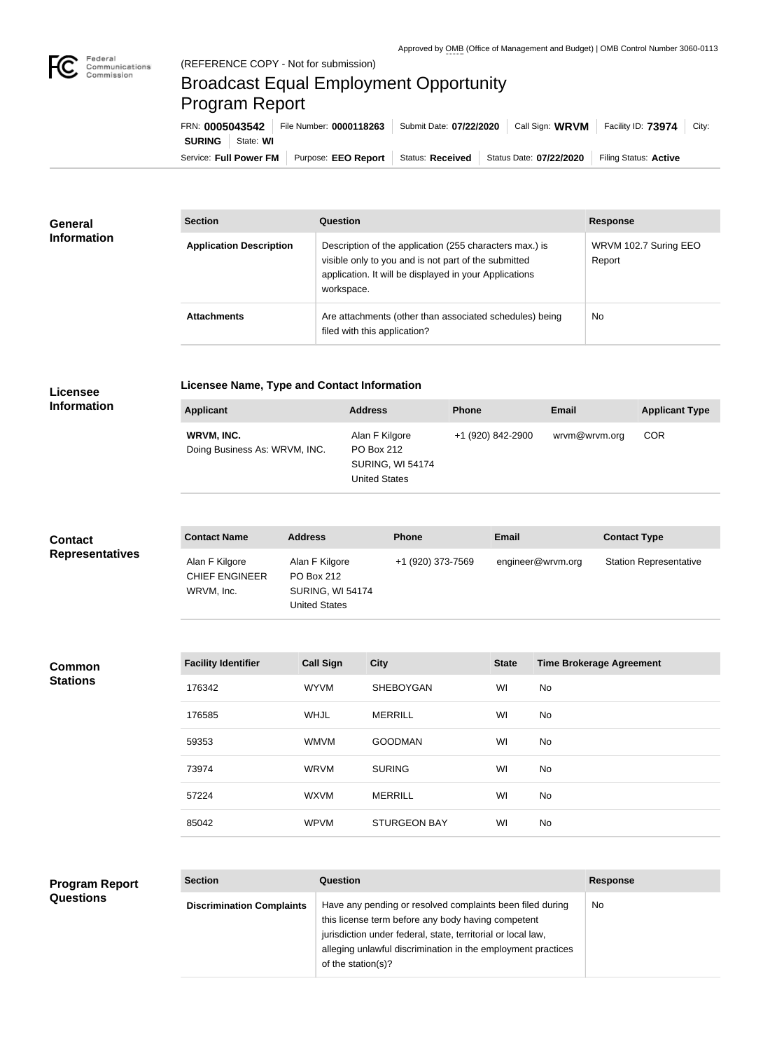Approved by OMB (Office of Management and Budget) | OMB Control Number 3060-0113

(REFERENCE COPY - Not for submission)

# Broadcast Equal Employment Opportunity Program Report

FRN: **0005043542** | File Number: **0000118263** | Submit Date: **07/22/2020** | Call Sign: **WRVM** | Facility ID: **73974** | City: **SURING** | State: **WI**

Service: **Full Power FM** | Purpose: **EEO Report** | Status: **Received** | Status Date: **07/22/2020** | Filing Status: **Active**

## General Information

| Section | Question | Response |
| --- | --- | --- |
| **Application Description** | Description of the application (255 characters max.) is visible only to you and is not part of the submitted application. It will be displayed in your Applications workspace. | WRVM 102.7 Suring EEO Report |
| **Attachments** | Are attachments (other than associated schedules) being filed with this application? | No |

## Licensee Information

### Licensee Name, Type and Contact Information

| Applicant | Address | Phone | Email | Applicant Type |
| --- | --- | --- | --- | --- |
| **WRVM, INC.** Doing Business As: WRVM, INC. | Alan F Kilgore PO Box 212 SURING, WI 54174 United States | +1 (920) 842-2900 | wrvm@wrvm.org | COR |

## Contact Representatives

| Contact Name | Address | Phone | Email | Contact Type |
| --- | --- | --- | --- | --- |
| Alan F Kilgore CHIEF ENGINEER WRVM, Inc. | Alan F Kilgore PO Box 212 SURING, WI 54174 United States | +1 (920) 373-7569 | engineer@wrvm.org | Station Representative |

## Common Stations

| Facility Identifier | Call Sign | City | State | Time Brokerage Agreement |
| --- | --- | --- | --- | --- |
| 176342 | WYVM | SHEBOYGAN | WI | No |
| 176585 | WHJL | MERRILL | WI | No |
| 59353 | WMVM | GOODMAN | WI | No |
| 73974 | WRVM | SURING | WI | No |
| 57224 | WXVM | MERRILL | WI | No |
| 85042 | WPVM | STURGEON BAY | WI | No |

## Program Report Questions

| Section | Question | Response |
| --- | --- | --- |
| **Discrimination Complaints** | Have any pending or resolved complaints been filed during this license term before any body having competent jurisdiction under federal, state, territorial or local law, alleging unlawful discrimination in the employment practices of the station(s)? | No |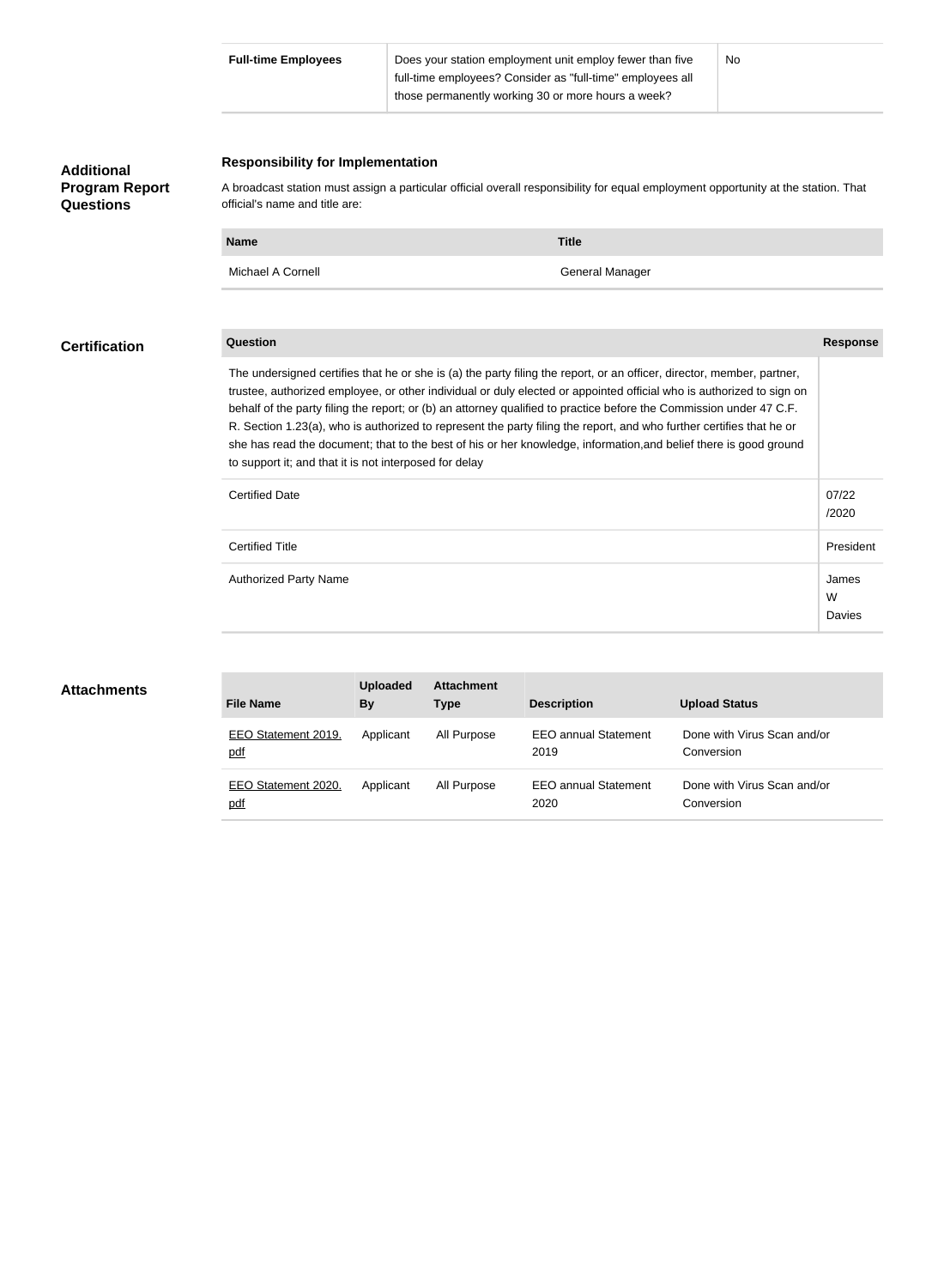| | | |
|---|---|---|
| **Full-time Employees** | Does your station employment unit employ fewer than five full-time employees? Consider as "full-time" employees all those permanently working 30 or more hours a week? | No |

## Additional Program Report Questions

### Responsibility for Implementation

A broadcast station must assign a particular official overall responsibility for equal employment opportunity at the station. That official's name and title are:

| Name | Title |
|---|---|
| Michael A Cornell | General Manager |

## Certification

| Question | Response |
|---|---|
| The undersigned certifies that he or she is (a) the party filing the report, or an officer, director, member, partner, trustee, authorized employee, or other individual or duly elected or appointed official who is authorized to sign on behalf of the party filing the report; or (b) an attorney qualified to practice before the Commission under 47 C.F. R. Section 1.23(a), who is authorized to represent the party filing the report, and who further certifies that he or she has read the document; that to the best of his or her knowledge, information,and belief there is good ground to support it; and that it is not interposed for delay | |
| Certified Date | 07/22/2020 |
| Certified Title | President |
| Authorized Party Name | James W Davies |

## Attachments

| File Name | Uploaded By | Attachment Type | Description | Upload Status |
|---|---|---|---|---|
| EEO Statement 2019.pdf | Applicant | All Purpose | EEO annual Statement 2019 | Done with Virus Scan and/or Conversion |
| EEO Statement 2020.pdf | Applicant | All Purpose | EEO annual Statement 2020 | Done with Virus Scan and/or Conversion |